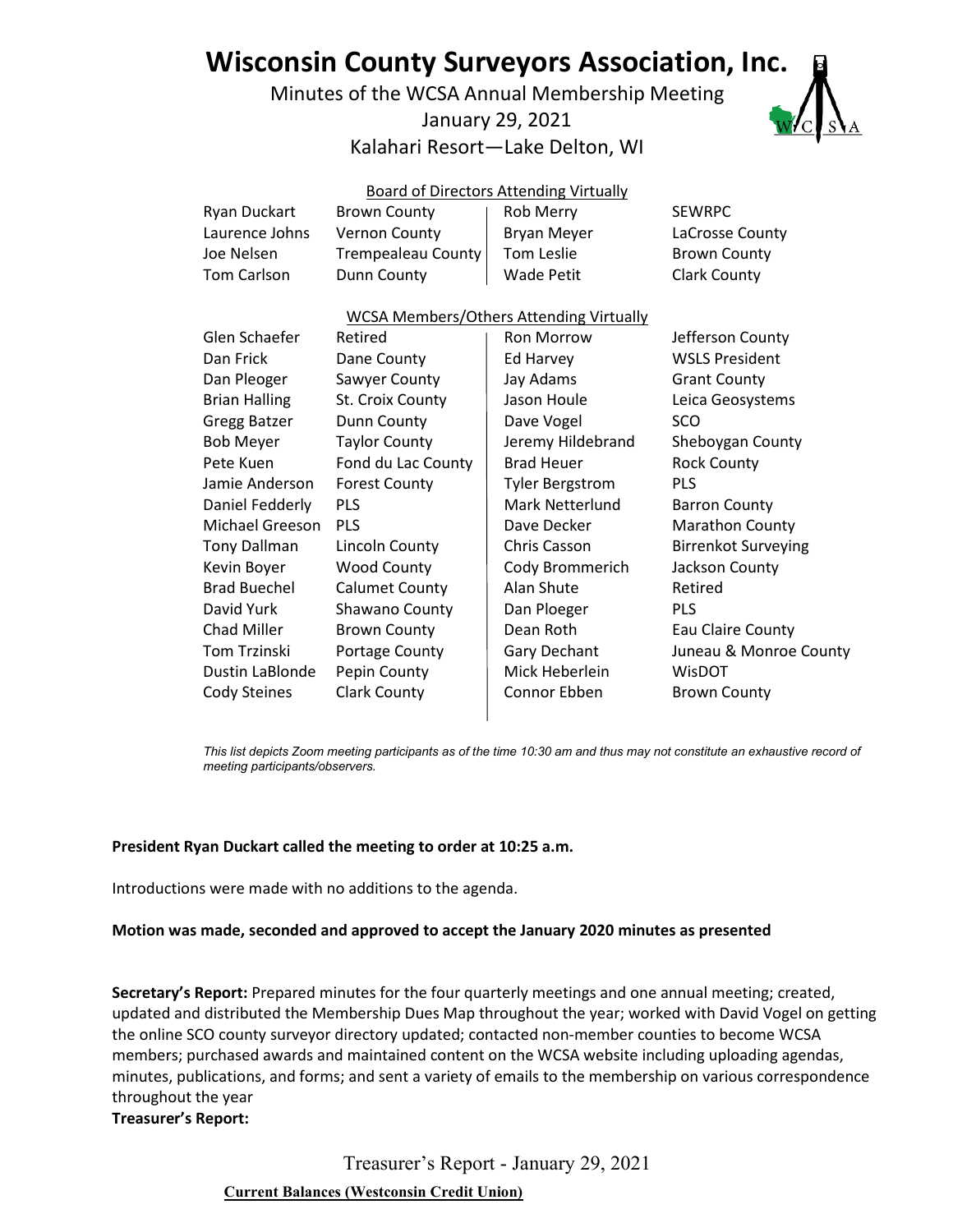# Wisconsin County Surveyors Association, Inc.

Minutes of the WCSA Annual Membership Meeting
January 29, 2021
Kalahari Resort—Lake Delton, WI

### Board of Directors Attending Virtually

| | | | |
|---|---|---|---|
| Ryan Duckart | Brown County | Rob Merry | SEWRPC |
| Laurence Johns | Vernon County | Bryan Meyer | LaCrosse County |
| Joe Nelsen | Trempealeau County | Tom Leslie | Brown County |
| Tom Carlson | Dunn County | Wade Petit | Clark County |

### WCSA Members/Others Attending Virtually

| | | | |
|---|---|---|---|
| Glen Schaefer | Retired | Ron Morrow | Jefferson County |
| Dan Frick | Dane County | Ed Harvey | WSLS President |
| Dan Pleoger | Sawyer County | Jay Adams | Grant County |
| Brian Halling | St. Croix County | Jason Houle | Leica Geosystems |
| Gregg Batzer | Dunn County | Dave Vogel | SCO |
| Bob Meyer | Taylor County | Jeremy Hildebrand | Sheboygan County |
| Pete Kuen | Fond du Lac County | Brad Heuer | Rock County |
| Jamie Anderson | Forest County | Tyler Bergstrom | PLS |
| Daniel Fedderly | PLS | Mark Netterlund | Barron County |
| Michael Greeson | PLS | Dave Decker | Marathon County |
| Tony Dallman | Lincoln County | Chris Casson | Birrenkot Surveying |
| Kevin Boyer | Wood County | Cody Brommerich | Jackson County |
| Brad Buechel | Calumet County | Alan Shute | Retired |
| David Yurk | Shawano County | Dan Ploeger | PLS |
| Chad Miller | Brown County | Dean Roth | Eau Claire County |
| Tom Trzinski | Portage County | Gary Dechant | Juneau & Monroe County |
| Dustin LaBlonde | Pepin County | Mick Heberlein | WisDOT |
| Cody Steines | Clark County | Connor Ebben | Brown County |

*This list depicts Zoom meeting participants as of the time 10:30 am and thus may not constitute an exhaustive record of meeting participants/observers.*

**President Ryan Duckart called the meeting to order at 10:25 a.m.**

Introductions were made with no additions to the agenda.

**Motion was made, seconded and approved to accept the January 2020 minutes as presented**

**Secretary's Report:** Prepared minutes for the four quarterly meetings and one annual meeting; created, updated and distributed the Membership Dues Map throughout the year; worked with David Vogel on getting the online SCO county surveyor directory updated; contacted non-member counties to become WCSA members; purchased awards and maintained content on the WCSA website including uploading agendas, minutes, publications, and forms; and sent a variety of emails to the membership on various correspondence throughout the year

**Treasurer's Report:**

Treasurer's Report - January 29, 2021

**Current Balances (Westconsin Credit Union)**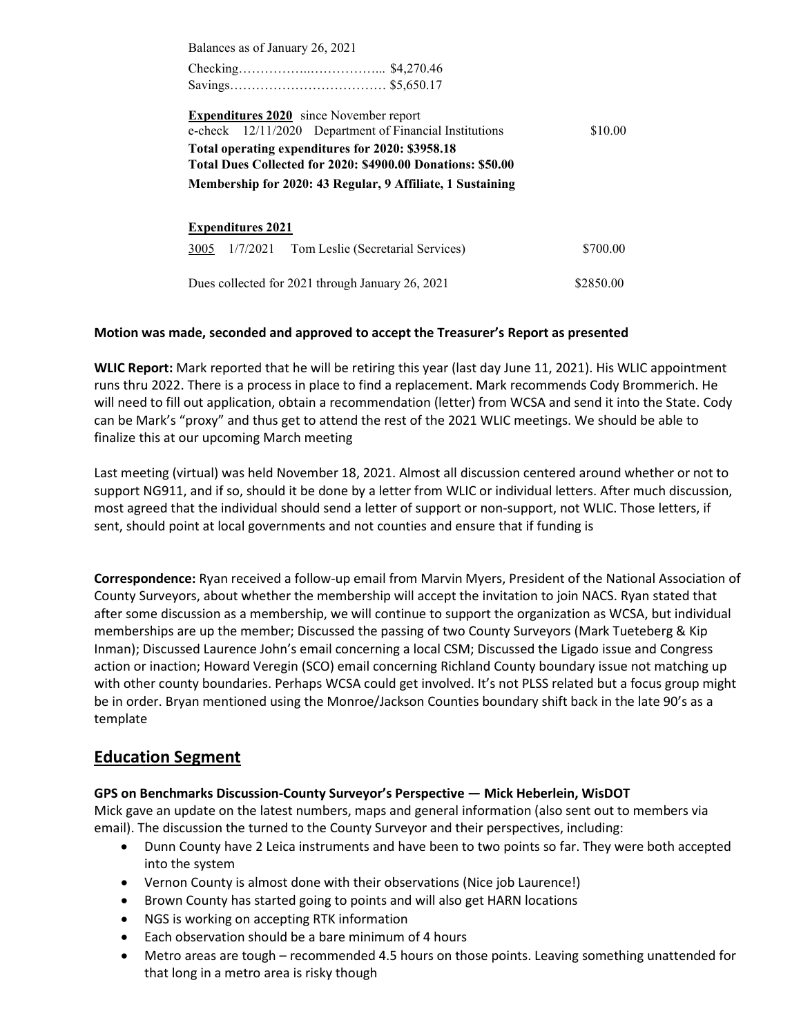Balances as of January 26, 2021

Checking……………..…………….. $4,270.46
Savings……………………………… $5,650.17

**Expenditures 2020** since November report

| | | | |
|---|---|---|---|
| e-check | 12/11/2020 | Department of Financial Institutions | $10.00 |

**Total operating expenditures for 2020: $3958.18**
**Total Dues Collected for 2020: $4900.00 Donations: $50.00**
**Membership for 2020: 43 Regular, 9 Affiliate, 1 Sustaining**

**Expenditures 2021**

| | | | |
|---|---|---|---|
| 3005 | 1/7/2021 | Tom Leslie (Secretarial Services) | $700.00 |

| | |
|---|---|
| Dues collected for 2021 through January 26, 2021 | $2850.00 |

**Motion was made, seconded and approved to accept the Treasurer's Report as presented**

**WLIC Report:** Mark reported that he will be retiring this year (last day June 11, 2021). His WLIC appointment runs thru 2022. There is a process in place to find a replacement. Mark recommends Cody Brommerich. He will need to fill out application, obtain a recommendation (letter) from WCSA and send it into the State. Cody can be Mark's "proxy" and thus get to attend the rest of the 2021 WLIC meetings. We should be able to finalize this at our upcoming March meeting

Last meeting (virtual) was held November 18, 2021. Almost all discussion centered around whether or not to support NG911, and if so, should it be done by a letter from WLIC or individual letters. After much discussion, most agreed that the individual should send a letter of support or non-support, not WLIC. Those letters, if sent, should point at local governments and not counties and ensure that if funding is

**Correspondence:** Ryan received a follow-up email from Marvin Myers, President of the National Association of County Surveyors, about whether the membership will accept the invitation to join NACS. Ryan stated that after some discussion as a membership, we will continue to support the organization as WCSA, but individual memberships are up the member; Discussed the passing of two County Surveyors (Mark Tueteberg & Kip Inman); Discussed Laurence John's email concerning a local CSM; Discussed the Ligado issue and Congress action or inaction; Howard Veregin (SCO) email concerning Richland County boundary issue not matching up with other county boundaries. Perhaps WCSA could get involved. It's not PLSS related but a focus group might be in order. Bryan mentioned using the Monroe/Jackson Counties boundary shift back in the late 90's as a template

## Education Segment

**GPS on Benchmarks Discussion-County Surveyor's Perspective — Mick Heberlein, WisDOT**

Mick gave an update on the latest numbers, maps and general information (also sent out to members via email). The discussion the turned to the County Surveyor and their perspectives, including:

- Dunn County have 2 Leica instruments and have been to two points so far. They were both accepted into the system
- Vernon County is almost done with their observations (Nice job Laurence!)
- Brown County has started going to points and will also get HARN locations
- NGS is working on accepting RTK information
- Each observation should be a bare minimum of 4 hours
- Metro areas are tough – recommended 4.5 hours on those points. Leaving something unattended for that long in a metro area is risky though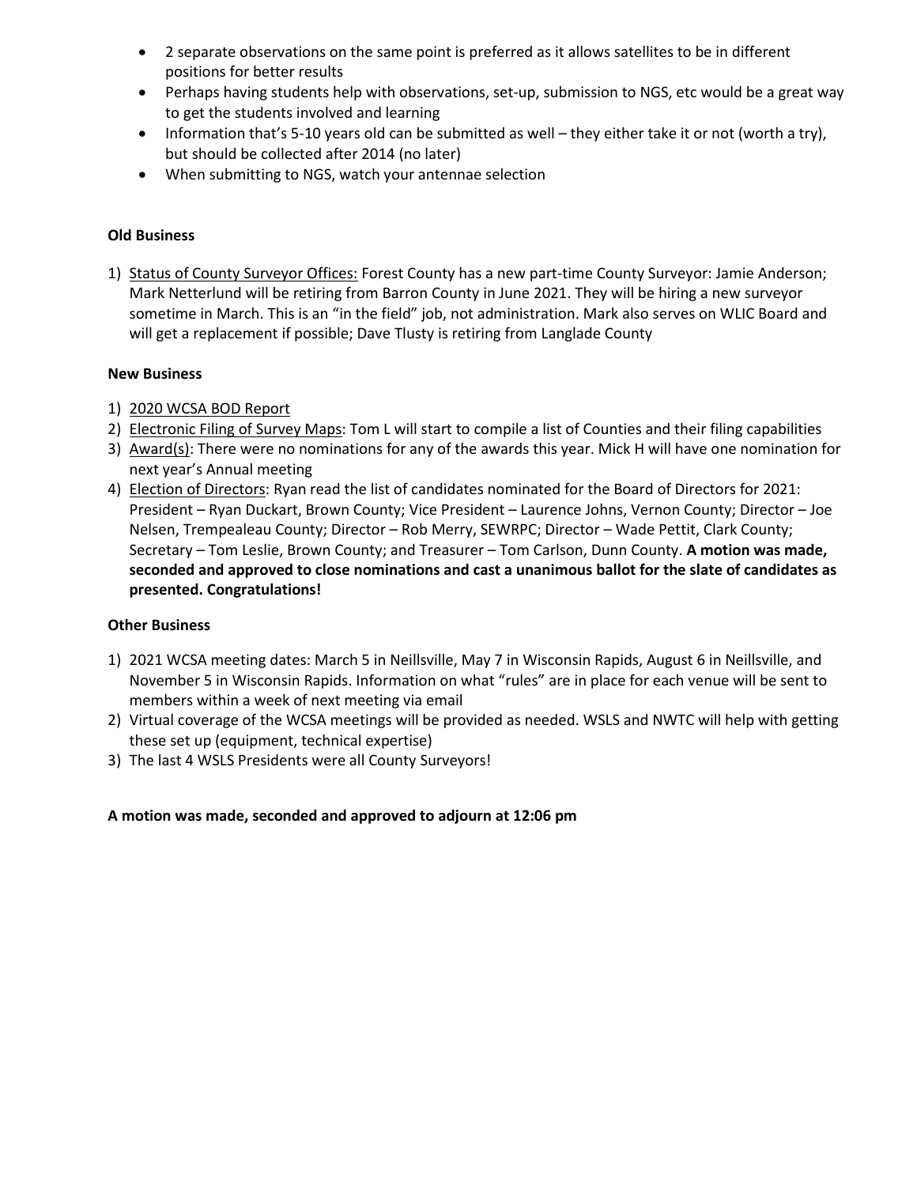- 2 separate observations on the same point is preferred as it allows satellites to be in different positions for better results
- Perhaps having students help with observations, set-up, submission to NGS, etc would be a great way to get the students involved and learning
- Information that's 5-10 years old can be submitted as well – they either take it or not (worth a try), but should be collected after 2014 (no later)
- When submitting to NGS, watch your antennae selection

**Old Business**

1) Status of County Surveyor Offices: Forest County has a new part-time County Surveyor: Jamie Anderson; Mark Netterlund will be retiring from Barron County in June 2021. They will be hiring a new surveyor sometime in March. This is an "in the field" job, not administration. Mark also serves on WLIC Board and will get a replacement if possible; Dave Tlusty is retiring from Langlade County

**New Business**

1) 2020 WCSA BOD Report
2) Electronic Filing of Survey Maps: Tom L will start to compile a list of Counties and their filing capabilities
3) Award(s): There were no nominations for any of the awards this year. Mick H will have one nomination for next year's Annual meeting
4) Election of Directors: Ryan read the list of candidates nominated for the Board of Directors for 2021: President – Ryan Duckart, Brown County; Vice President – Laurence Johns, Vernon County; Director – Joe Nelsen, Trempealeau County; Director – Rob Merry, SEWRPC; Director – Wade Pettit, Clark County; Secretary – Tom Leslie, Brown County; and Treasurer – Tom Carlson, Dunn County. **A motion was made, seconded and approved to close nominations and cast a unanimous ballot for the slate of candidates as presented. Congratulations!**

**Other Business**

1) 2021 WCSA meeting dates: March 5 in Neillsville, May 7 in Wisconsin Rapids, August 6 in Neillsville, and November 5 in Wisconsin Rapids. Information on what "rules" are in place for each venue will be sent to members within a week of next meeting via email
2) Virtual coverage of the WCSA meetings will be provided as needed. WSLS and NWTC will help with getting these set up (equipment, technical expertise)
3) The last 4 WSLS Presidents were all County Surveyors!

**A motion was made, seconded and approved to adjourn at 12:06 pm**